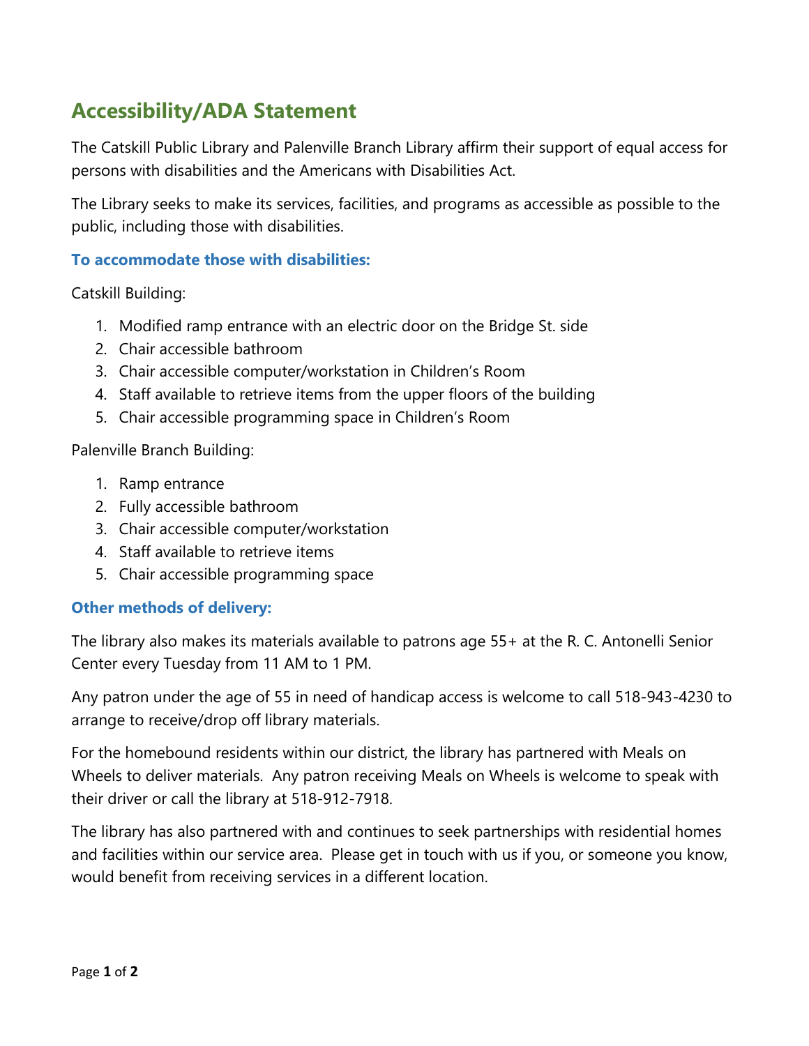# Accessibility/ADA Statement

The Catskill Public Library and Palenville Branch Library affirm their support of equal access for persons with disabilities and the Americans with Disabilities Act.

The Library seeks to make its services, facilities, and programs as accessible as possible to the public, including those with disabilities.

### To accommodate those with disabilities:

Catskill Building:

1. Modified ramp entrance with an electric door on the Bridge St. side
2. Chair accessible bathroom
3. Chair accessible computer/workstation in Children's Room
4. Staff available to retrieve items from the upper floors of the building
5. Chair accessible programming space in Children's Room

Palenville Branch Building:

1. Ramp entrance
2. Fully accessible bathroom
3. Chair accessible computer/workstation
4. Staff available to retrieve items
5. Chair accessible programming space

### Other methods of delivery:

The library also makes its materials available to patrons age 55+ at the R. C. Antonelli Senior Center every Tuesday from 11 AM to 1 PM.

Any patron under the age of 55 in need of handicap access is welcome to call 518-943-4230 to arrange to receive/drop off library materials.

For the homebound residents within our district, the library has partnered with Meals on Wheels to deliver materials. Any patron receiving Meals on Wheels is welcome to speak with their driver or call the library at 518-912-7918.

The library has also partnered with and continues to seek partnerships with residential homes and facilities within our service area. Please get in touch with us if you, or someone you know, would benefit from receiving services in a different location.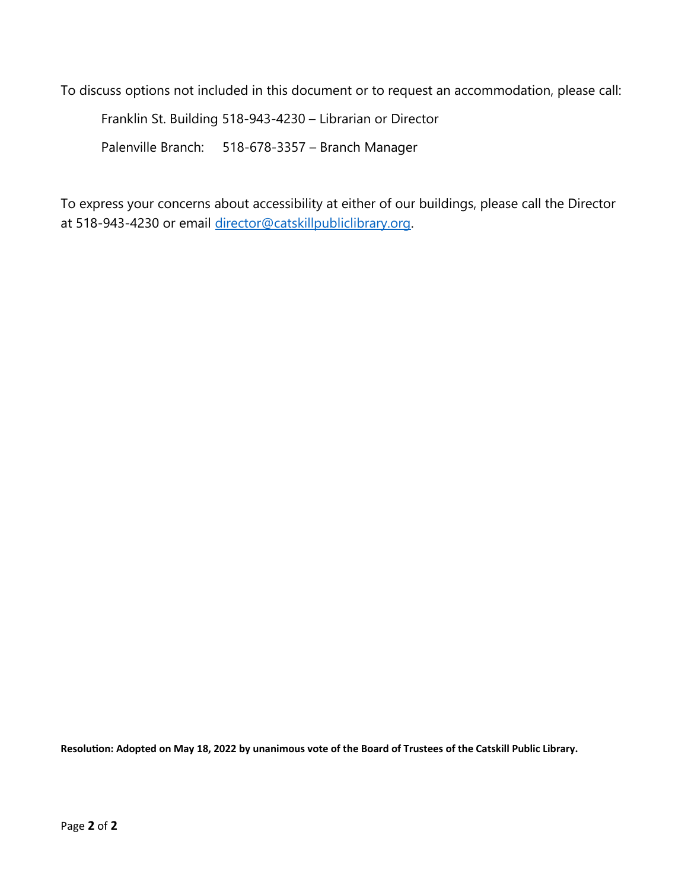To discuss options not included in this document or to request an accommodation, please call:

Franklin St. Building 518-943-4230 – Librarian or Director

Palenville Branch: 518-678-3357 – Branch Manager

To express your concerns about accessibility at either of our buildings, please call the Director at 518-943-4230 or email director@catskillpubliclibrary.org.

**Resolution: Adopted on May 18, 2022 by unanimous vote of the Board of Trustees of the Catskill Public Library.**